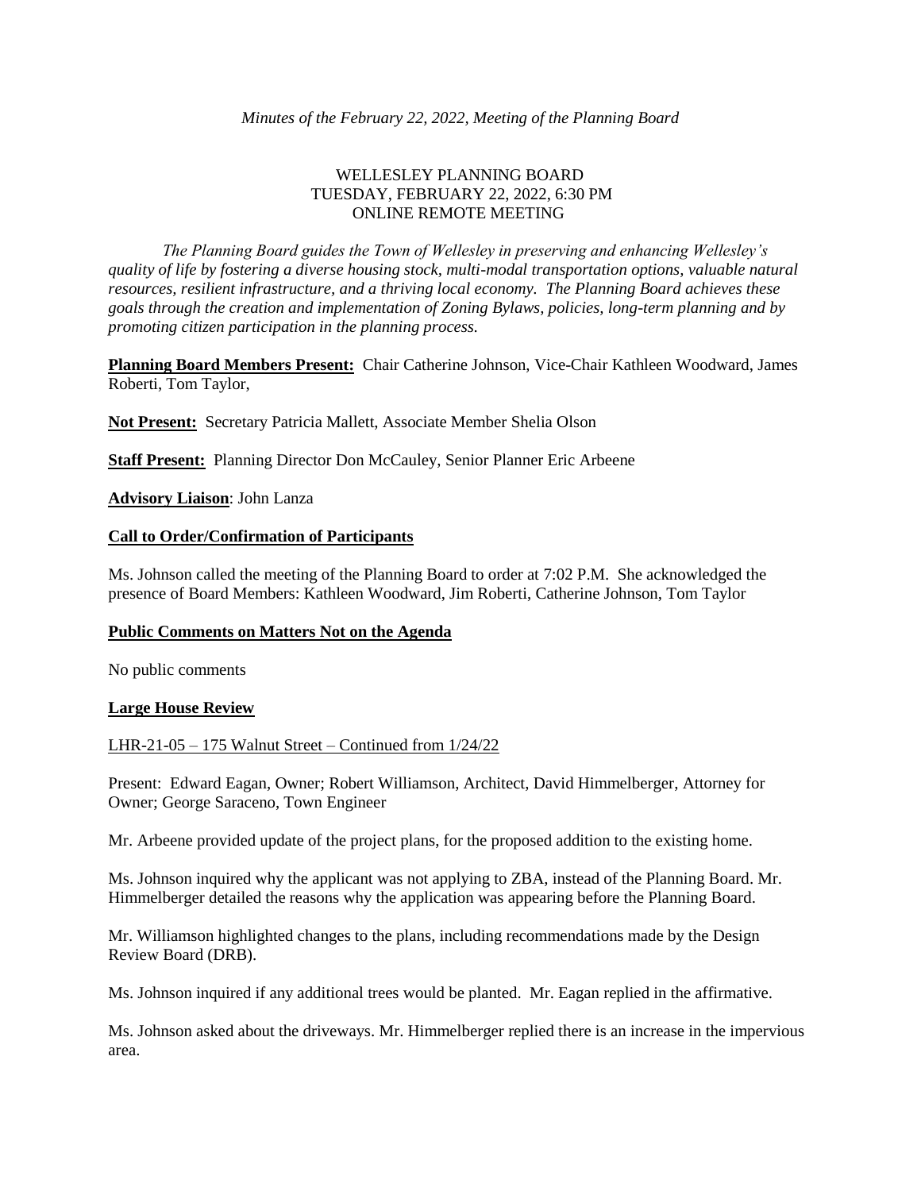*Minutes of the February 22, 2022, Meeting of the Planning Board*

WELLESLEY PLANNING BOARD
TUESDAY, FEBRUARY 22, 2022, 6:30 PM
ONLINE REMOTE MEETING

*The Planning Board guides the Town of Wellesley in preserving and enhancing Wellesley's quality of life by fostering a diverse housing stock, multi-modal transportation options, valuable natural resources, resilient infrastructure, and a thriving local economy. The Planning Board achieves these goals through the creation and implementation of Zoning Bylaws, policies, long-term planning and by promoting citizen participation in the planning process.*

**Planning Board Members Present:** Chair Catherine Johnson, Vice-Chair Kathleen Woodward, James Roberti, Tom Taylor,

**Not Present:** Secretary Patricia Mallett, Associate Member Shelia Olson

**Staff Present:** Planning Director Don McCauley, Senior Planner Eric Arbeene

**Advisory Liaison**: John Lanza

**Call to Order/Confirmation of Participants**

Ms. Johnson called the meeting of the Planning Board to order at 7:02 P.M. She acknowledged the presence of Board Members: Kathleen Woodward, Jim Roberti, Catherine Johnson, Tom Taylor

**Public Comments on Matters Not on the Agenda**

No public comments

**Large House Review**

LHR-21-05 – 175 Walnut Street – Continued from 1/24/22

Present: Edward Eagan, Owner; Robert Williamson, Architect, David Himmelberger, Attorney for Owner; George Saraceno, Town Engineer

Mr. Arbeene provided update of the project plans, for the proposed addition to the existing home.

Ms. Johnson inquired why the applicant was not applying to ZBA, instead of the Planning Board. Mr. Himmelberger detailed the reasons why the application was appearing before the Planning Board.

Mr. Williamson highlighted changes to the plans, including recommendations made by the Design Review Board (DRB).

Ms. Johnson inquired if any additional trees would be planted. Mr. Eagan replied in the affirmative.

Ms. Johnson asked about the driveways. Mr. Himmelberger replied there is an increase in the impervious area.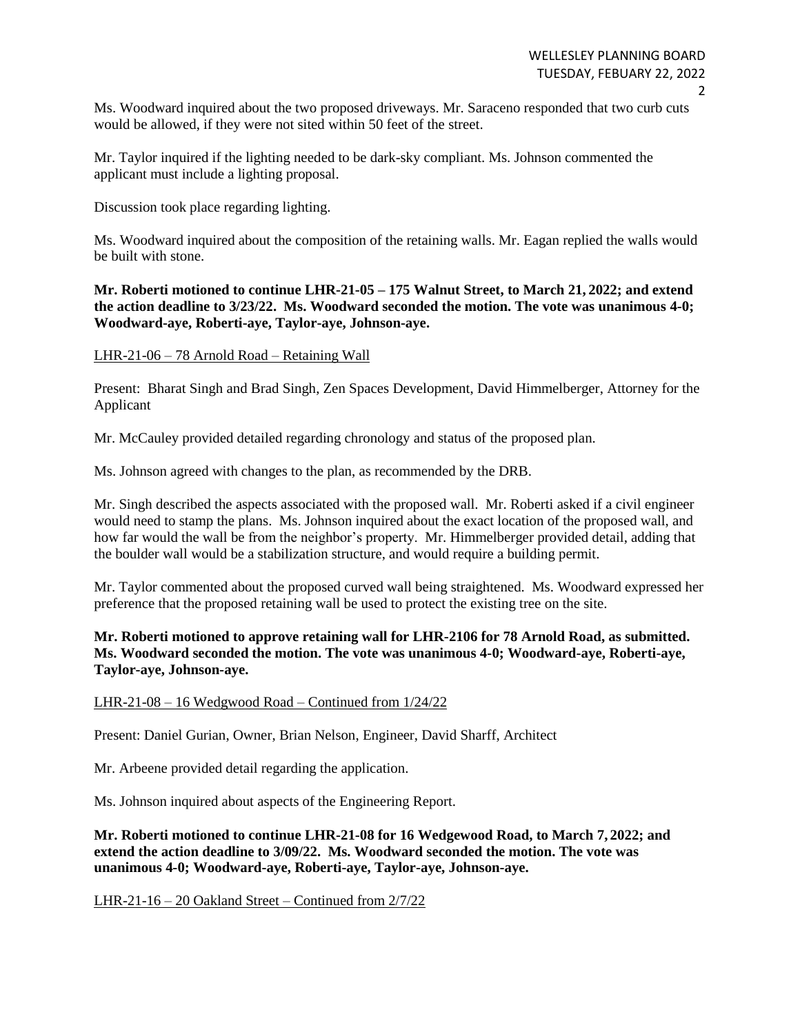Ms. Woodward inquired about the two proposed driveways. Mr. Saraceno responded that two curb cuts would be allowed, if they were not sited within 50 feet of the street.

Mr. Taylor inquired if the lighting needed to be dark-sky compliant. Ms. Johnson commented the applicant must include a lighting proposal.

Discussion took place regarding lighting.

Ms. Woodward inquired about the composition of the retaining walls. Mr. Eagan replied the walls would be built with stone.

**Mr. Roberti motioned to continue LHR-21-05 – 175 Walnut Street, to March 21, 2022; and extend the action deadline to 3/23/22. Ms. Woodward seconded the motion. The vote was unanimous 4-0; Woodward-aye, Roberti-aye, Taylor-aye, Johnson-aye.**

LHR-21-06 – 78 Arnold Road – Retaining Wall

Present: Bharat Singh and Brad Singh, Zen Spaces Development, David Himmelberger, Attorney for the Applicant

Mr. McCauley provided detailed regarding chronology and status of the proposed plan.

Ms. Johnson agreed with changes to the plan, as recommended by the DRB.

Mr. Singh described the aspects associated with the proposed wall. Mr. Roberti asked if a civil engineer would need to stamp the plans. Ms. Johnson inquired about the exact location of the proposed wall, and how far would the wall be from the neighbor's property. Mr. Himmelberger provided detail, adding that the boulder wall would be a stabilization structure, and would require a building permit.

Mr. Taylor commented about the proposed curved wall being straightened. Ms. Woodward expressed her preference that the proposed retaining wall be used to protect the existing tree on the site.

**Mr. Roberti motioned to approve retaining wall for LHR-2106 for 78 Arnold Road, as submitted. Ms. Woodward seconded the motion. The vote was unanimous 4-0; Woodward-aye, Roberti-aye, Taylor-aye, Johnson-aye.**

LHR-21-08 – 16 Wedgwood Road – Continued from 1/24/22

Present: Daniel Gurian, Owner, Brian Nelson, Engineer, David Sharff, Architect

Mr. Arbeene provided detail regarding the application.

Ms. Johnson inquired about aspects of the Engineering Report.

**Mr. Roberti motioned to continue LHR-21-08 for 16 Wedgewood Road, to March 7, 2022; and extend the action deadline to 3/09/22. Ms. Woodward seconded the motion. The vote was unanimous 4-0; Woodward-aye, Roberti-aye, Taylor-aye, Johnson-aye.**

LHR-21-16 – 20 Oakland Street – Continued from 2/7/22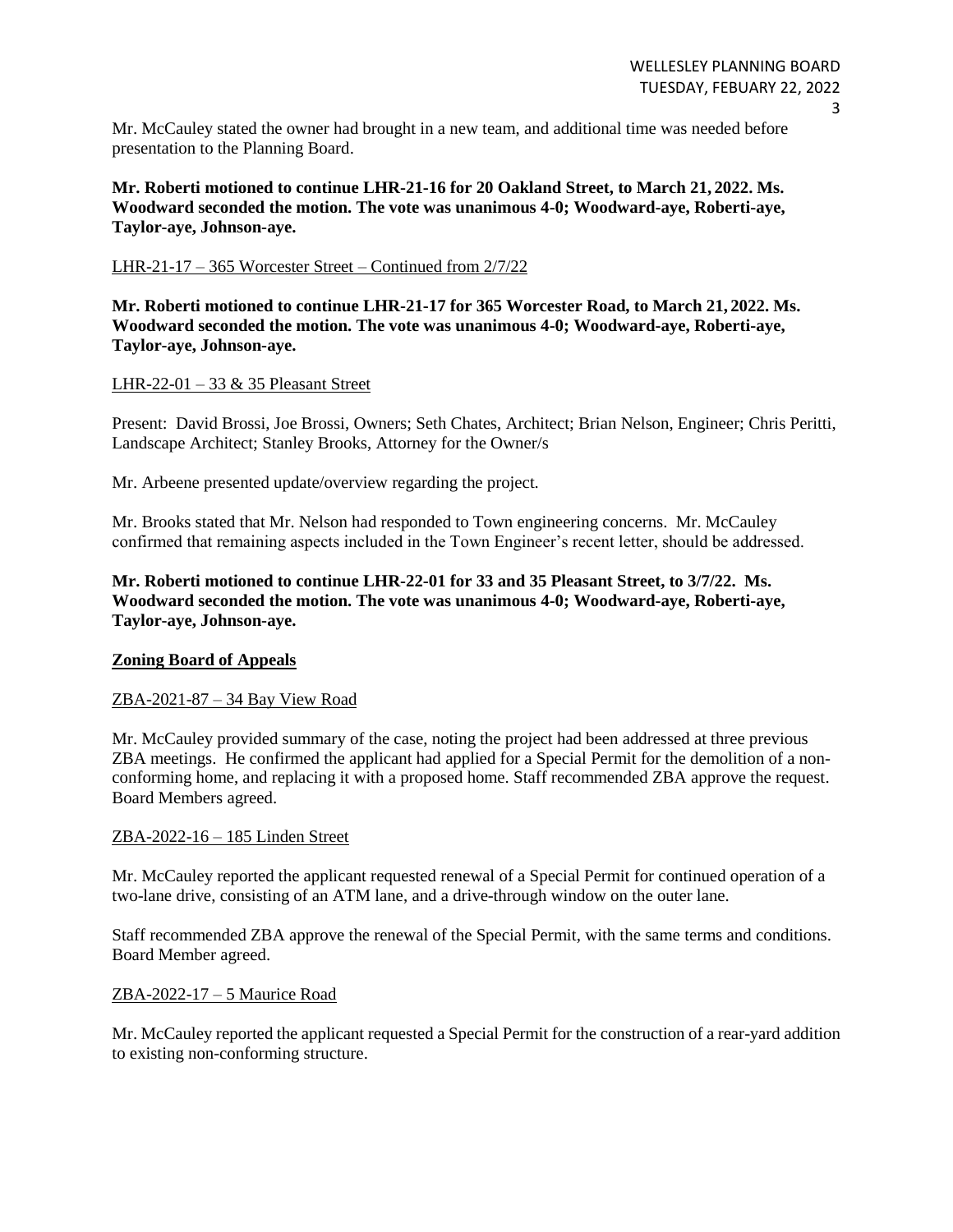Mr. McCauley stated the owner had brought in a new team, and additional time was needed before presentation to the Planning Board.

**Mr. Roberti motioned to continue LHR-21-16 for 20 Oakland Street, to March 21, 2022. Ms. Woodward seconded the motion. The vote was unanimous 4-0; Woodward-aye, Roberti-aye, Taylor-aye, Johnson-aye.**

<u>LHR-21-17 – 365 Worcester Street – Continued from 2/7/22</u>

**Mr. Roberti motioned to continue LHR-21-17 for 365 Worcester Road, to March 21, 2022. Ms. Woodward seconded the motion. The vote was unanimous 4-0; Woodward-aye, Roberti-aye, Taylor-aye, Johnson-aye.**

<u>LHR-22-01 – 33 & 35 Pleasant Street</u>

Present: David Brossi, Joe Brossi, Owners; Seth Chates, Architect; Brian Nelson, Engineer; Chris Peritti, Landscape Architect; Stanley Brooks, Attorney for the Owner/s

Mr. Arbeene presented update/overview regarding the project.

Mr. Brooks stated that Mr. Nelson had responded to Town engineering concerns. Mr. McCauley confirmed that remaining aspects included in the Town Engineer's recent letter, should be addressed.

**Mr. Roberti motioned to continue LHR-22-01 for 33 and 35 Pleasant Street, to 3/7/22. Ms. Woodward seconded the motion. The vote was unanimous 4-0; Woodward-aye, Roberti-aye, Taylor-aye, Johnson-aye.**

## Zoning Board of Appeals

<u>ZBA-2021-87 – 34 Bay View Road</u>

Mr. McCauley provided summary of the case, noting the project had been addressed at three previous ZBA meetings. He confirmed the applicant had applied for a Special Permit for the demolition of a non-conforming home, and replacing it with a proposed home. Staff recommended ZBA approve the request. Board Members agreed.

<u>ZBA-2022-16 – 185 Linden Street</u>

Mr. McCauley reported the applicant requested renewal of a Special Permit for continued operation of a two-lane drive, consisting of an ATM lane, and a drive-through window on the outer lane.

Staff recommended ZBA approve the renewal of the Special Permit, with the same terms and conditions. Board Member agreed.

<u>ZBA-2022-17 – 5 Maurice Road</u>

Mr. McCauley reported the applicant requested a Special Permit for the construction of a rear-yard addition to existing non-conforming structure.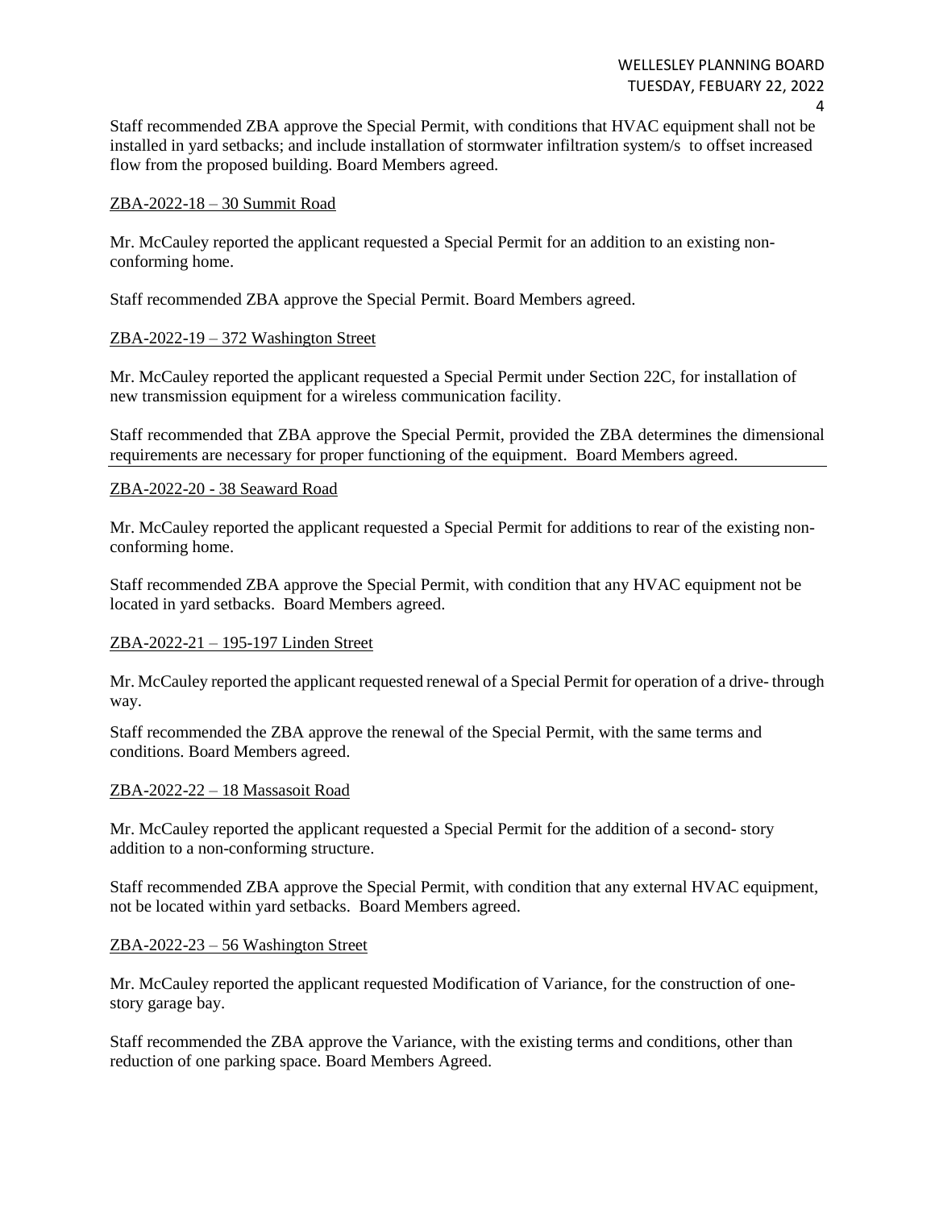Staff recommended ZBA approve the Special Permit, with conditions that HVAC equipment shall not be installed in yard setbacks; and include installation of stormwater infiltration system/s to offset increased flow from the proposed building. Board Members agreed.

<u>ZBA-2022-18 – 30 Summit Road</u>

Mr. McCauley reported the applicant requested a Special Permit for an addition to an existing non-conforming home.

Staff recommended ZBA approve the Special Permit. Board Members agreed.

<u>ZBA-2022-19 – 372 Washington Street</u>

Mr. McCauley reported the applicant requested a Special Permit under Section 22C, for installation of new transmission equipment for a wireless communication facility.

Staff recommended that ZBA approve the Special Permit, provided the ZBA determines the dimensional requirements are necessary for proper functioning of the equipment. Board Members agreed.

<u>ZBA-2022-20 - 38 Seaward Road</u>

Mr. McCauley reported the applicant requested a Special Permit for additions to rear of the existing non-conforming home.

Staff recommended ZBA approve the Special Permit, with condition that any HVAC equipment not be located in yard setbacks. Board Members agreed.

<u>ZBA-2022-21 – 195-197 Linden Street</u>

Mr. McCauley reported the applicant requested renewal of a Special Permit for operation of a drive- through way.

Staff recommended the ZBA approve the renewal of the Special Permit, with the same terms and conditions. Board Members agreed.

<u>ZBA-2022-22 – 18 Massasoit Road</u>

Mr. McCauley reported the applicant requested a Special Permit for the addition of a second- story addition to a non-conforming structure.

Staff recommended ZBA approve the Special Permit, with condition that any external HVAC equipment, not be located within yard setbacks. Board Members agreed.

<u>ZBA-2022-23 – 56 Washington Street</u>

Mr. McCauley reported the applicant requested Modification of Variance, for the construction of one-story garage bay.

Staff recommended the ZBA approve the Variance, with the existing terms and conditions, other than reduction of one parking space. Board Members Agreed.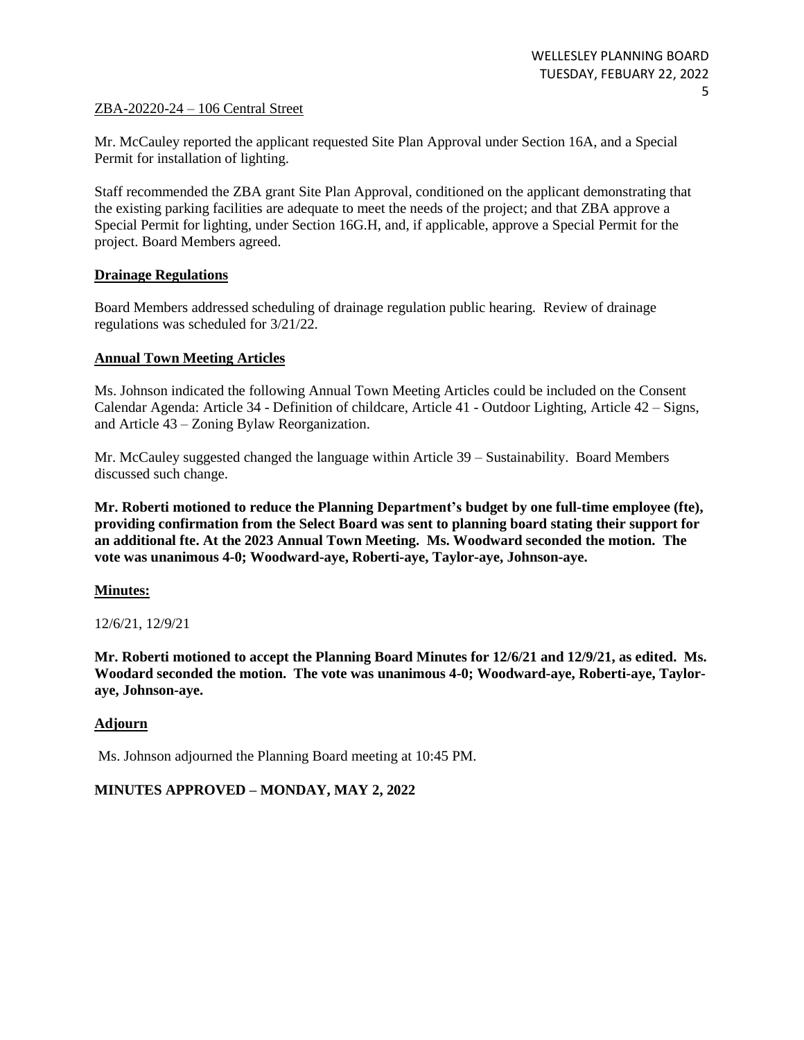ZBA-20220-24 – 106 Central Street

Mr. McCauley reported the applicant requested Site Plan Approval under Section 16A, and a Special Permit for installation of lighting.

Staff recommended the ZBA grant Site Plan Approval, conditioned on the applicant demonstrating that the existing parking facilities are adequate to meet the needs of the project; and that ZBA approve a Special Permit for lighting, under Section 16G.H, and, if applicable, approve a Special Permit for the project. Board Members agreed.

**Drainage Regulations**

Board Members addressed scheduling of drainage regulation public hearing. Review of drainage regulations was scheduled for 3/21/22.

**Annual Town Meeting Articles**

Ms. Johnson indicated the following Annual Town Meeting Articles could be included on the Consent Calendar Agenda: Article 34 - Definition of childcare, Article 41 - Outdoor Lighting, Article 42 – Signs, and Article 43 – Zoning Bylaw Reorganization.

Mr. McCauley suggested changed the language within Article 39 – Sustainability. Board Members discussed such change.

**Mr. Roberti motioned to reduce the Planning Department's budget by one full-time employee (fte), providing confirmation from the Select Board was sent to planning board stating their support for an additional fte. At the 2023 Annual Town Meeting. Ms. Woodward seconded the motion. The vote was unanimous 4-0; Woodward-aye, Roberti-aye, Taylor-aye, Johnson-aye.**

**Minutes:**

12/6/21, 12/9/21

**Mr. Roberti motioned to accept the Planning Board Minutes for 12/6/21 and 12/9/21, as edited. Ms. Woodard seconded the motion. The vote was unanimous 4-0; Woodward-aye, Roberti-aye, Taylor-aye, Johnson-aye.**

**Adjourn**

Ms. Johnson adjourned the Planning Board meeting at 10:45 PM.

**MINUTES APPROVED – MONDAY, MAY 2, 2022**